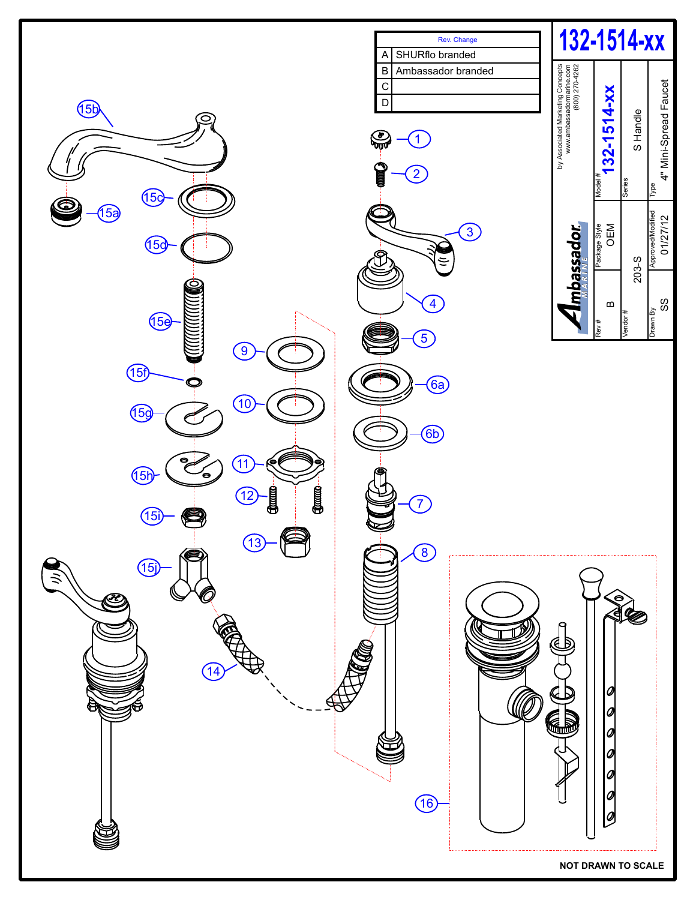# 132-1514-xx

| | Rev. Change |
|---|---|
| A | SHURflo branded |
| B | Ambassador branded |
| C | |
| D | |

by Associated Marketing Concepts
www.ambassadormarine.com
(800) 270-4262

Ambassador MARINE

| | |
|---|---|
| Model # | 132-1514-xx |
| Series | S Handle |
| Type | 4" Mini-Spread Faucet |
| Rev # | B |
| Package Style | OEM |
| Vendor # | 203-S |
| Drawn By | SS |
| Approved/Modified | 01/27/12 |

1, 2, 3, 4, 5, 6a, 6b, 7, 8, 9, 10, 11, 12, 13, 14, 15a, 15b, 15c, 15d, 15e, 15f, 15g, 15h, 15i, 15j, 16

**NOT DRAWN TO SCALE**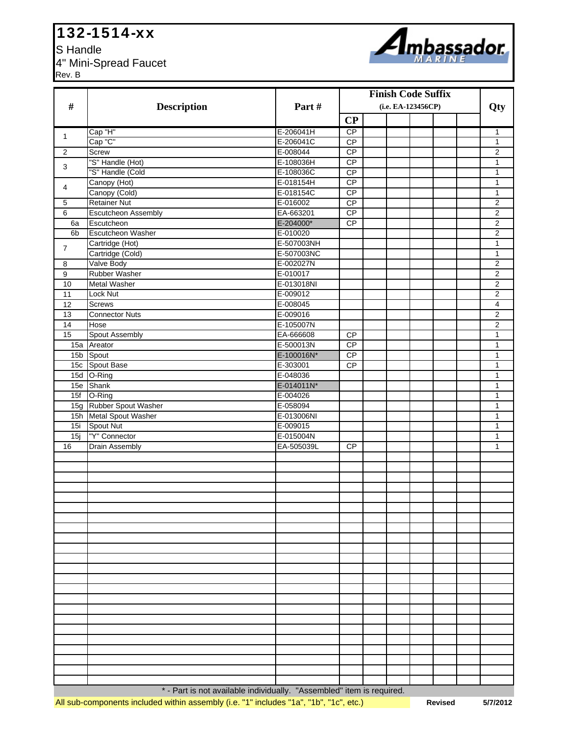# 132-1514-xx

S Handle

4" Mini-Spread Faucet

Rev. B

Ambassador MARINE

| # | Description | Part # | Finish Code Suffix (i.e. EA-123456CP) | | | | | | Qty |
|---|---|---|---|---|---|---|---|---|---|
| | | | CP | | | | | | |
| 1 | Cap "H" | E-206041H | CP | | | | | | 1 |
| | Cap "C" | E-206041C | CP | | | | | | 1 |
| 2 | Screw | E-008044 | CP | | | | | | 2 |
| 3 | "S" Handle (Hot) | E-108036H | CP | | | | | | 1 |
| | "S" Handle (Cold | E-108036C | CP | | | | | | 1 |
| 4 | Canopy (Hot) | E-018154H | CP | | | | | | 1 |
| | Canopy (Cold) | E-018154C | CP | | | | | | 1 |
| 5 | Retainer Nut | E-016002 | CP | | | | | | 2 |
| 6 | Escutcheon Assembly | EA-663201 | CP | | | | | | 2 |
| 6a | Escutcheon | E-204000* | CP | | | | | | 2 |
| 6b | Escutcheon Washer | E-010020 | | | | | | | 2 |
| 7 | Cartridge (Hot) | E-507003NH | | | | | | | 1 |
| | Cartridge (Cold) | E-507003NC | | | | | | | 1 |
| 8 | Valve Body | E-002027N | | | | | | | 2 |
| 9 | Rubber Washer | E-010017 | | | | | | | 2 |
| 10 | Metal Washer | E-013018NI | | | | | | | 2 |
| 11 | Lock Nut | E-009012 | | | | | | | 2 |
| 12 | Screws | E-008045 | | | | | | | 4 |
| 13 | Connector Nuts | E-009016 | | | | | | | 2 |
| 14 | Hose | E-105007N | | | | | | | 2 |
| 15 | Spout Assembly | EA-666608 | CP | | | | | | 1 |
| 15a | Areator | E-500013N | CP | | | | | | 1 |
| 15b | Spout | E-100016N* | CP | | | | | | 1 |
| 15c | Spout Base | E-303001 | CP | | | | | | 1 |
| 15d | O-Ring | E-048036 | | | | | | | 1 |
| 15e | Shank | E-014011N* | | | | | | | 1 |
| 15f | O-Ring | E-004026 | | | | | | | 1 |
| 15g | Rubber Spout Washer | E-058094 | | | | | | | 1 |
| 15h | Metal Spout Washer | E-013006NI | | | | | | | 1 |
| 15i | Spout Nut | E-009015 | | | | | | | 1 |
| 15j | "Y" Connector | E-015004N | | | | | | | 1 |
| 16 | Drain Assembly | EA-505039L | CP | | | | | | 1 |

\* - Part is not available individually. "Assembled" item is required.

All sub-components included within assembly (i.e. "1" includes "1a", "1b", "1c", etc.)

**Revised** **5/7/2012**